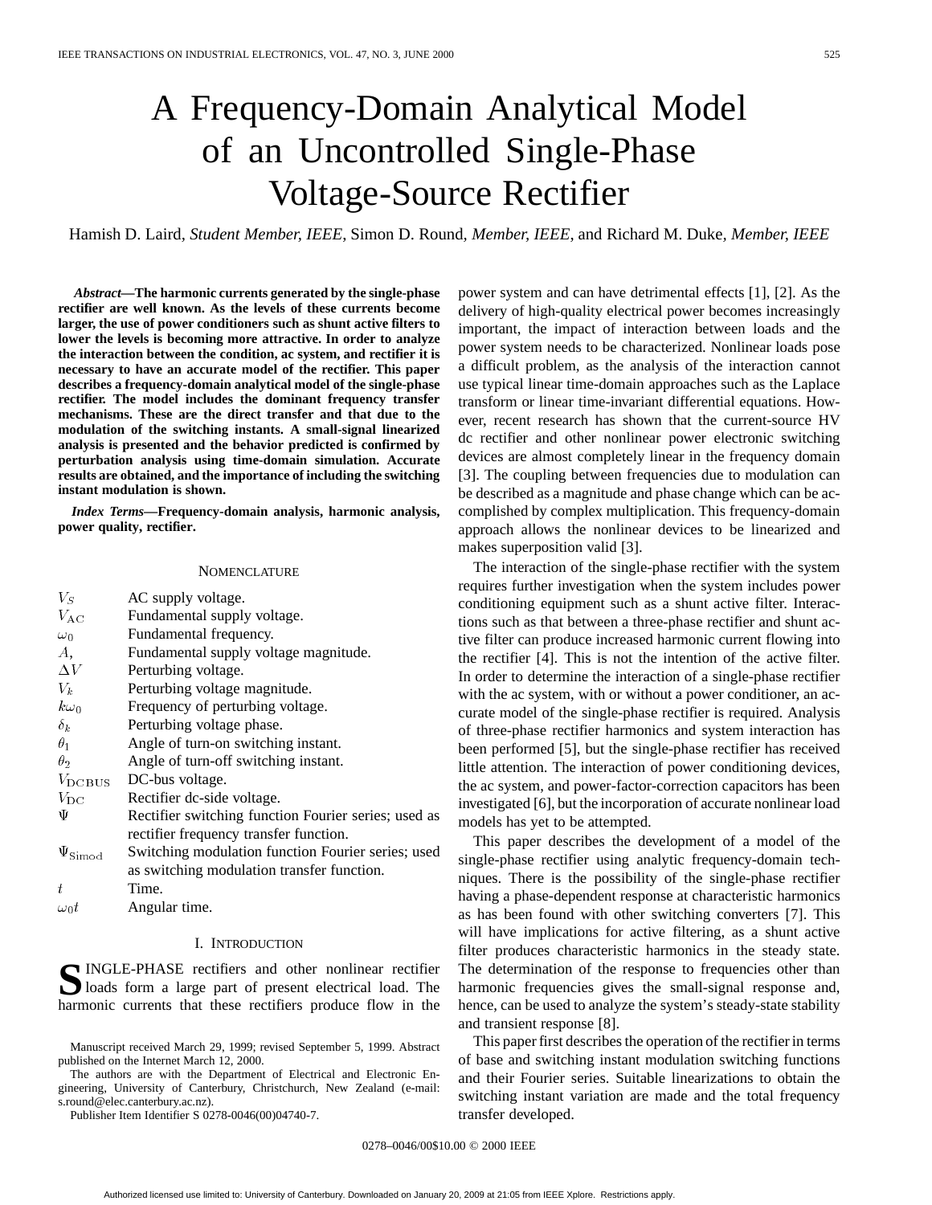# A Frequency-Domain Analytical Model of an Uncontrolled Single-Phase Voltage-Source Rectifier

Hamish D. Laird, *Student Member, IEEE*, Simon D. Round, *Member, IEEE*, and Richard M. Duke, *Member, IEEE*

***Abstract*—The harmonic currents generated by the single-phase rectifier are well known. As the levels of these currents become larger, the use of power conditioners such as shunt active filters to lower the levels is becoming more attractive. In order to analyze the interaction between the condition, ac system, and rectifier it is necessary to have an accurate model of the rectifier. This paper describes a frequency-domain analytical model of the single-phase rectifier. The model includes the dominant frequency transfer mechanisms. These are the direct transfer and that due to the modulation of the switching instants. A small-signal linearized analysis is presented and the behavior predicted is confirmed by perturbation analysis using time-domain simulation. Accurate results are obtained, and the importance of including the switching instant modulation is shown.**

***Index Terms*—Frequency-domain analysis, harmonic analysis, power quality, rectifier.**

## NOMENCLATURE

| | |
|---|---|
| $V_S$ | AC supply voltage. |
| $V_{\rm AC}$ | Fundamental supply voltage. |
| $\omega_0$ | Fundamental frequency. |
| $A$, | Fundamental supply voltage magnitude. |
| $\Delta V$ | Perturbing voltage. |
| $V_k$ | Perturbing voltage magnitude. |
| $k\omega_0$ | Frequency of perturbing voltage. |
| $\delta_k$ | Perturbing voltage phase. |
| $\theta_1$ | Angle of turn-on switching instant. |
| $\theta_2$ | Angle of turn-off switching instant. |
| $V_{\rm DCBUS}$ | DC-bus voltage. |
| $V_{\rm DC}$ | Rectifier dc-side voltage. |
| $\Psi$ | Rectifier switching function Fourier series; used as rectifier frequency transfer function. |
| $\Psi_{\rm Simod}$ | Switching modulation function Fourier series; used as switching modulation transfer function. |
| $t$ | Time. |
| $\omega_0 t$ | Angular time. |

## I. INTRODUCTION

SINGLE-PHASE rectifiers and other nonlinear rectifier loads form a large part of present electrical load. The harmonic currents that these rectifiers produce flow in the power system and can have detrimental effects [1], [2]. As the delivery of high-quality electrical power becomes increasingly important, the impact of interaction between loads and the power system needs to be characterized. Nonlinear loads pose a difficult problem, as the analysis of the interaction cannot use typical linear time-domain approaches such as the Laplace transform or linear time-invariant differential equations. However, recent research has shown that the current-source HV dc rectifier and other nonlinear power electronic switching devices are almost completely linear in the frequency domain [3]. The coupling between frequencies due to modulation can be described as a magnitude and phase change which can be accomplished by complex multiplication. This frequency-domain approach allows the nonlinear devices to be linearized and makes superposition valid [3].

The interaction of the single-phase rectifier with the system requires further investigation when the system includes power conditioning equipment such as a shunt active filter. Interactions such as that between a three-phase rectifier and shunt active filter can produce increased harmonic current flowing into the rectifier [4]. This is not the intention of the active filter. In order to determine the interaction of a single-phase rectifier with the ac system, with or without a power conditioner, an accurate model of the single-phase rectifier is required. Analysis of three-phase rectifier harmonics and system interaction has been performed [5], but the single-phase rectifier has received little attention. The interaction of power conditioning devices, the ac system, and power-factor-correction capacitors has been investigated [6], but the incorporation of accurate nonlinear load models has yet to be attempted.

This paper describes the development of a model of the single-phase rectifier using analytic frequency-domain techniques. There is the possibility of the single-phase rectifier having a phase-dependent response at characteristic harmonics as has been found with other switching converters [7]. This will have implications for active filtering, as a shunt active filter produces characteristic harmonics in the steady state. The determination of the response to frequencies other than harmonic frequencies gives the small-signal response and, hence, can be used to analyze the system's steady-state stability and transient response [8].

This paper first describes the operation of the rectifier in terms of base and switching instant modulation switching functions and their Fourier series. Suitable linearizations to obtain the switching instant variation are made and the total frequency transfer developed.

Manuscript received March 29, 1999; revised September 5, 1999. Abstract published on the Internet March 12, 2000.

The authors are with the Department of Electrical and Electronic Engineering, University of Canterbury, Christchurch, New Zealand (e-mail: s.round@elec.canterbury.ac.nz).

Publisher Item Identifier S 0278-0046(00)04740-7.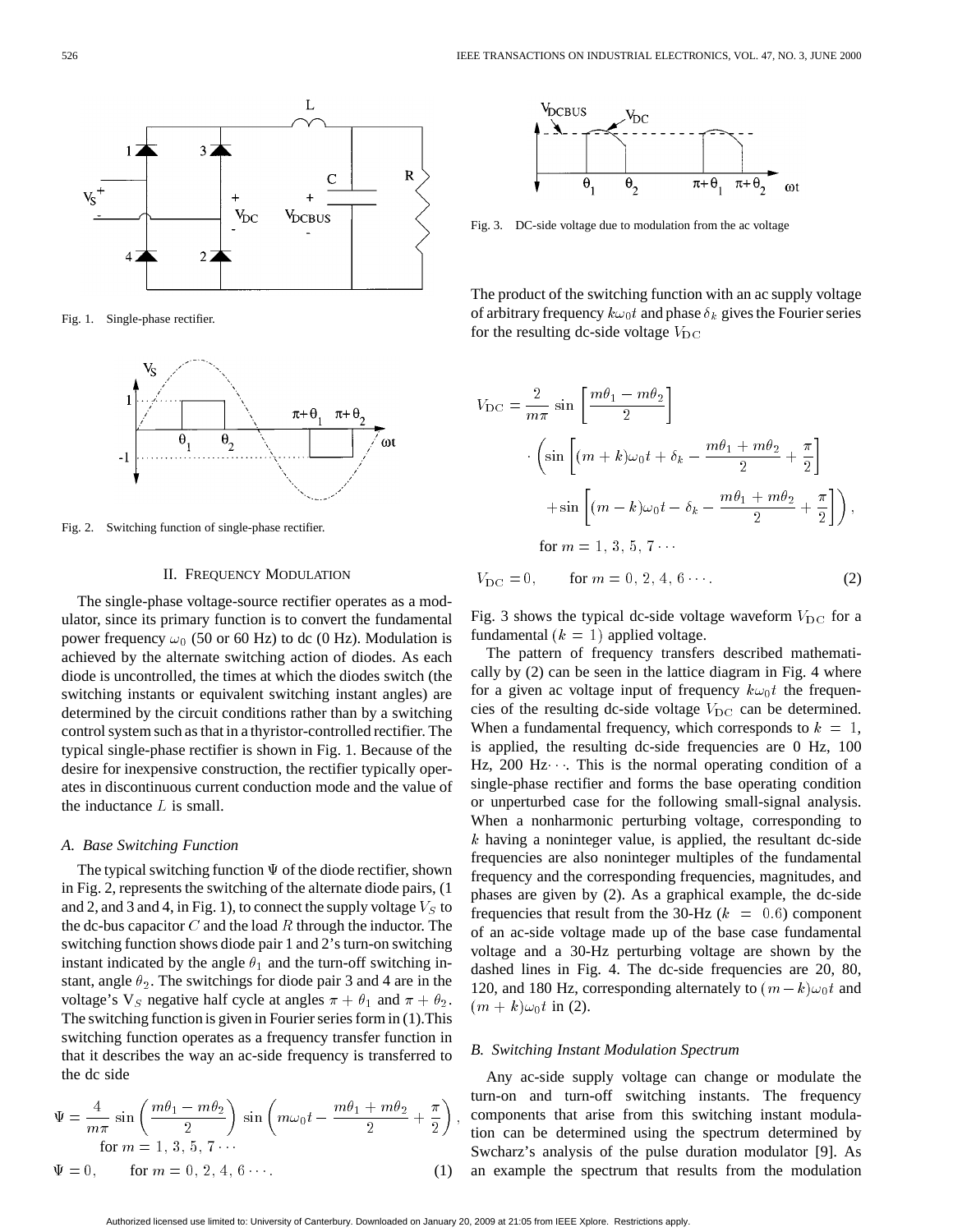Fig. 1. Single-phase rectifier.

Fig. 2. Switching function of single-phase rectifier.

## II. FREQUENCY MODULATION

The single-phase voltage-source rectifier operates as a modulator, since its primary function is to convert the fundamental power frequency $\omega_0$ (50 or 60 Hz) to dc (0 Hz). Modulation is achieved by the alternate switching action of diodes. As each diode is uncontrolled, the times at which the diodes switch (the switching instants or equivalent switching instant angles) are determined by the circuit conditions rather than by a switching control system such as that in a thyristor-controlled rectifier. The typical single-phase rectifier is shown in Fig. 1. Because of the desire for inexpensive construction, the rectifier typically operates in discontinuous current conduction mode and the value of the inductance $L$ is small.

### *A. Base Switching Function*

The typical switching function $\Psi$ of the diode rectifier, shown in Fig. 2, represents the switching of the alternate diode pairs, (1 and 2, and 3 and 4, in Fig. 1), to connect the supply voltage $V_S$ to the dc-bus capacitor $C$ and the load $R$ through the inductor. The switching function shows diode pair 1 and 2's turn-on switching instant indicated by the angle $\theta_1$ and the turn-off switching instant, angle $\theta_2$. The switchings for diode pair 3 and 4 are in the voltage's $V_S$ negative half cycle at angles $\pi + \theta_1$ and $\pi + \theta_2$. The switching function is given in Fourier series form in (1). This switching function operates as a frequency transfer function in that it describes the way an ac-side frequency is transferred to the dc side

$$\Psi = \frac{4}{m\pi} \sin\left(\frac{m\theta_1 - m\theta_2}{2}\right) \sin\left(m\omega_0 t - \frac{m\theta_1 + m\theta_2}{2} + \frac{\pi}{2}\right), \quad \text{for } m = 1, 3, 5, 7 \cdots$$

$$\Psi = 0, \qquad \text{for } m = 0, 2, 4, 6 \cdots. \tag{1}$$

Fig. 3. DC-side voltage due to modulation from the ac voltage

The product of the switching function with an ac supply voltage of arbitrary frequency $k\omega_0 t$ and phase $\delta_k$ gives the Fourier series for the resulting dc-side voltage $V_{\mathrm{DC}}$

$$\begin{aligned} V_{\mathrm{DC}} = {} & \frac{2}{m\pi} \sin\left[\frac{m\theta_1 - m\theta_2}{2}\right] \\ & \cdot \left(\sin\left[(m+k)\omega_0 t + \delta_k - \frac{m\theta_1 + m\theta_2}{2} + \frac{\pi}{2}\right]\right. \\ & \left. + \sin\left[(m-k)\omega_0 t - \delta_k - \frac{m\theta_1 + m\theta_2}{2} + \frac{\pi}{2}\right]\right), \\ & \text{for } m = 1, 3, 5, 7 \cdots \end{aligned}$$

$$V_{\mathrm{DC}} = 0, \qquad \text{for } m = 0, 2, 4, 6 \cdots. \tag{2}$$

Fig. 3 shows the typical dc-side voltage waveform $V_{\mathrm{DC}}$ for a fundamental $(k = 1)$ applied voltage.

The pattern of frequency transfers described mathematically by (2) can be seen in the lattice diagram in Fig. 4 where for a given ac voltage input of frequency $k\omega_0 t$ the frequencies of the resulting dc-side voltage $V_{\mathrm{DC}}$ can be determined. When a fundamental frequency, which corresponds to $k = 1$, is applied, the resulting dc-side frequencies are 0 Hz, 100 Hz, 200 Hz$\cdots$. This is the normal operating condition of a single-phase rectifier and forms the base operating condition or unperturbed case for the following small-signal analysis. When a nonharmonic perturbing voltage, corresponding to $k$ having a noninteger value, is applied, the resultant dc-side frequencies are also noninteger multiples of the fundamental frequency and the corresponding frequencies, magnitudes, and phases are given by (2). As a graphical example, the dc-side frequencies that result from the 30-Hz $(k = 0.6)$ component of an ac-side voltage made up of the base case fundamental voltage and a 30-Hz perturbing voltage are shown by the dashed lines in Fig. 4. The dc-side frequencies are 20, 80, 120, and 180 Hz, corresponding alternately to $(m-k)\omega_0 t$ and $(m+k)\omega_0 t$ in (2).

### *B. Switching Instant Modulation Spectrum*

Any ac-side supply voltage can change or modulate the turn-on and turn-off switching instants. The frequency components that arise from this switching instant modulation can be determined using the spectrum determined by Swcharz's analysis of the pulse duration modulator [9]. As an example the spectrum that results from the modulation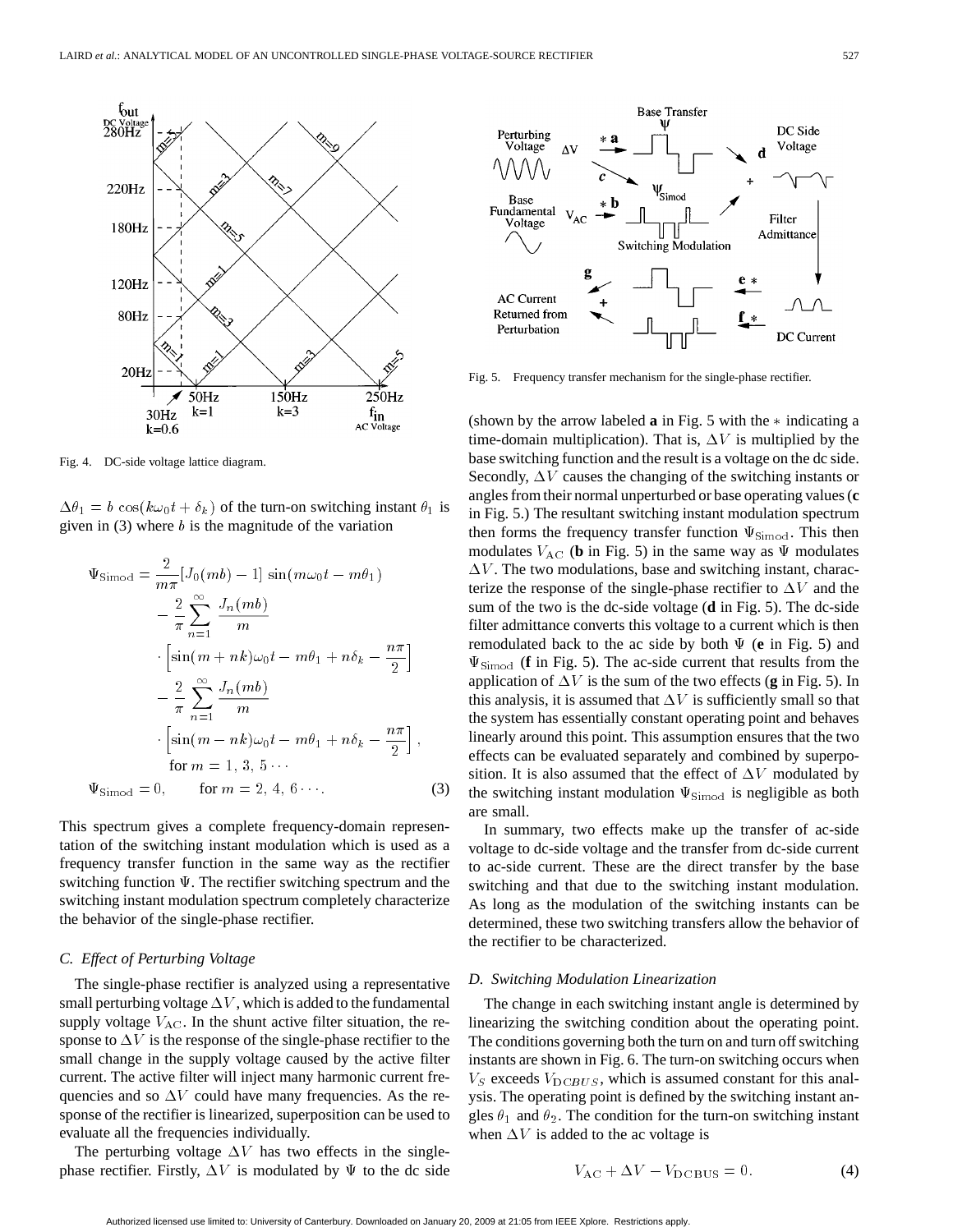Fig. 4. DC-side voltage lattice diagram.

$\Delta\theta_1 = b\cos(k\omega_0 t + \delta_k)$ of the turn-on switching instant $\theta_1$ is given in (3) where $b$ is the magnitude of the variation

$$
\begin{aligned}
\Psi_{\rm Simod} =& \frac{2}{m\pi}[J_0(mb) - 1]\sin(m\omega_0 t - m\theta_1) \\
&- \frac{2}{\pi}\sum_{n=1}^{\infty}\frac{J_n(mb)}{m} \\
&\cdot\left[\sin(m+nk)\omega_0 t - m\theta_1 + n\delta_k - \frac{n\pi}{2}\right] \\
&- \frac{2}{\pi}\sum_{n=1}^{\infty}\frac{J_n(mb)}{m} \\
&\cdot\left[\sin(m-nk)\omega_0 t - m\theta_1 + n\delta_k - \frac{n\pi}{2}\right], \\
&\text{for } m = 1, 3, 5\cdots \\
\Psi_{\rm Simod} =& 0, \qquad \text{for } m = 2, 4, 6\cdots.
\end{aligned}
\tag{3}
$$

This spectrum gives a complete frequency-domain representation of the switching instant modulation which is used as a frequency transfer function in the same way as the rectifier switching function $\Psi$. The rectifier switching spectrum and the switching instant modulation spectrum completely characterize the behavior of the single-phase rectifier.

### C. Effect of Perturbing Voltage

The single-phase rectifier is analyzed using a representative small perturbing voltage $\Delta V$, which is added to the fundamental supply voltage $V_{\rm AC}$. In the shunt active filter situation, the response to $\Delta V$ is the response of the single-phase rectifier to the small change in the supply voltage caused by the active filter current. The active filter will inject many harmonic current frequencies and so $\Delta V$ could have many frequencies. As the response of the rectifier is linearized, superposition can be used to evaluate all the frequencies individually.

The perturbing voltage $\Delta V$ has two effects in the single-phase rectifier. Firstly, $\Delta V$ is modulated by $\Psi$ to the dc side (shown by the arrow labeled **a** in Fig. 5 with the $*$ indicating a time-domain multiplication). That is, $\Delta V$ is multiplied by the base switching function and the result is a voltage on the dc side. Secondly, $\Delta V$ causes the changing of the switching instants or angles from their normal unperturbed or base operating values (**c** in Fig. 5.) The resultant switching instant modulation spectrum then forms the frequency transfer function $\Psi_{\rm Simod}$. This then modulates $V_{\rm AC}$ (**b** in Fig. 5) in the same way as $\Psi$ modulates $\Delta V$. The two modulations, base and switching instant, characterize the response of the single-phase rectifier to $\Delta V$ and the sum of the two is the dc-side voltage (**d** in Fig. 5). The dc-side filter admittance converts this voltage to a current which is then remodulated back to the ac side by both $\Psi$ (**e** in Fig. 5) and $\Psi_{\rm Simod}$ (**f** in Fig. 5). The ac-side current that results from the application of $\Delta V$ is the sum of the two effects (**g** in Fig. 5). In this analysis, it is assumed that $\Delta V$ is sufficiently small so that the system has essentially constant operating point and behaves linearly around this point. This assumption ensures that the two effects can be evaluated separately and combined by superposition. It is also assumed that the effect of $\Delta V$ modulated by the switching instant modulation $\Psi_{\rm Simod}$ is negligible as both are small.

Fig. 5. Frequency transfer mechanism for the single-phase rectifier.

In summary, two effects make up the transfer of ac-side voltage to dc-side voltage and the transfer from dc-side current to ac-side current. These are the direct transfer by the base switching and that due to the switching instant modulation. As long as the modulation of the switching instants can be determined, these two switching transfers allow the behavior of the rectifier to be characterized.

### D. Switching Modulation Linearization

The change in each switching instant angle is determined by linearizing the switching condition about the operating point. The conditions governing both the turn on and turn off switching instants are shown in Fig. 6. The turn-on switching occurs when $V_S$ exceeds $V_{{\rm DC}BUS}$, which is assumed constant for this analysis. The operating point is defined by the switching instant angles $\theta_1$ and $\theta_2$. The condition for the turn-on switching instant when $\Delta V$ is added to the ac voltage is

$$V_{\rm AC} + \Delta V - V_{\rm DCBUS} = 0. \tag{4}$$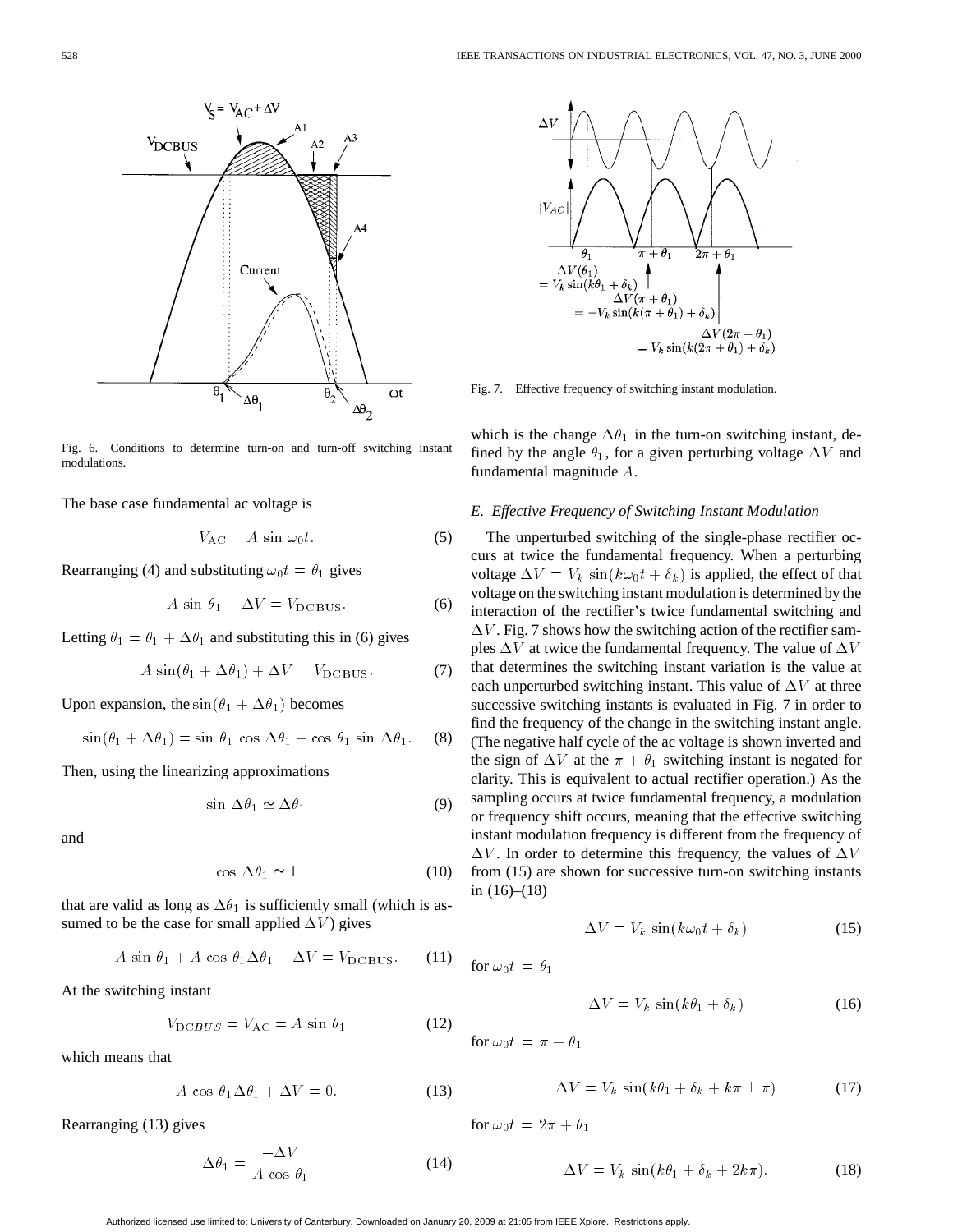Fig. 6. Conditions to determine turn-on and turn-off switching instant modulations.

The base case fundamental ac voltage is

$$V_{\rm AC} = A \sin \omega_0 t. \tag{5}$$

Rearranging (4) and substituting $\omega_0 t = \theta_1$ gives

$$A \sin \theta_1 + \Delta V = V_{\rm DCBUS}. \tag{6}$$

Letting $\theta_1 = \theta_1 + \Delta\theta_1$ and substituting this in (6) gives

$$A \sin(\theta_1 + \Delta\theta_1) + \Delta V = V_{\rm DCBUS}. \tag{7}$$

Upon expansion, the $\sin(\theta_1 + \Delta\theta_1)$ becomes

$$\sin(\theta_1 + \Delta\theta_1) = \sin \theta_1 \cos \Delta\theta_1 + \cos \theta_1 \sin \Delta\theta_1. \tag{8}$$

Then, using the linearizing approximations

$$\sin \Delta\theta_1 \simeq \Delta\theta_1 \tag{9}$$

and

$$\cos \Delta\theta_1 \simeq 1 \tag{10}$$

that are valid as long as $\Delta\theta_1$ is sufficiently small (which is assumed to be the case for small applied $\Delta V$) gives

$$A \sin \theta_1 + A \cos \theta_1 \Delta\theta_1 + \Delta V = V_{\rm DCBUS}. \tag{11}$$

At the switching instant

$$V_{{\rm DC}BUS} = V_{\rm AC} = A \sin \theta_1 \tag{12}$$

which means that

$$A \cos \theta_1 \Delta\theta_1 + \Delta V = 0. \tag{13}$$

Rearranging (13) gives

$$\Delta\theta_1 = \frac{-\Delta V}{A \cos \theta_1} \tag{14}$$

Fig. 7. Effective frequency of switching instant modulation.

which is the change $\Delta\theta_1$ in the turn-on switching instant, defined by the angle $\theta_1$, for a given perturbing voltage $\Delta V$ and fundamental magnitude $A$.

### *E. Effective Frequency of Switching Instant Modulation*

The unperturbed switching of the single-phase rectifier occurs at twice the fundamental frequency. When a perturbing voltage $\Delta V = V_k \sin(k\omega_0 t + \delta_k)$ is applied, the effect of that voltage on the switching instant modulation is determined by the interaction of the rectifier's twice fundamental switching and $\Delta V$. Fig. 7 shows how the switching action of the rectifier samples $\Delta V$ at twice the fundamental frequency. The value of $\Delta V$ that determines the switching instant variation is the value at each unperturbed switching instant. This value of $\Delta V$ at three successive switching instants is evaluated in Fig. 7 in order to find the frequency of the change in the switching instant angle. (The negative half cycle of the ac voltage is shown inverted and the sign of $\Delta V$ at the $\pi + \theta_1$ switching instant is negated for clarity. This is equivalent to actual rectifier operation.) As the sampling occurs at twice fundamental frequency, a modulation or frequency shift occurs, meaning that the effective switching instant modulation frequency is different from the frequency of $\Delta V$. In order to determine this frequency, the values of $\Delta V$ from (15) are shown for successive turn-on switching instants in (16)–(18)

$$\Delta V = V_k \sin(k\omega_0 t + \delta_k) \tag{15}$$

for $\omega_0 t = \theta_1$

$$\Delta V = V_k \sin(k\theta_1 + \delta_k) \tag{16}$$

for $\omega_0 t = \pi + \theta_1$

$$\Delta V = V_k \sin(k\theta_1 + \delta_k + k\pi \pm \pi) \tag{17}$$

for $\omega_0 t = 2\pi + \theta_1$

$$\Delta V = V_k \sin(k\theta_1 + \delta_k + 2k\pi). \tag{18}$$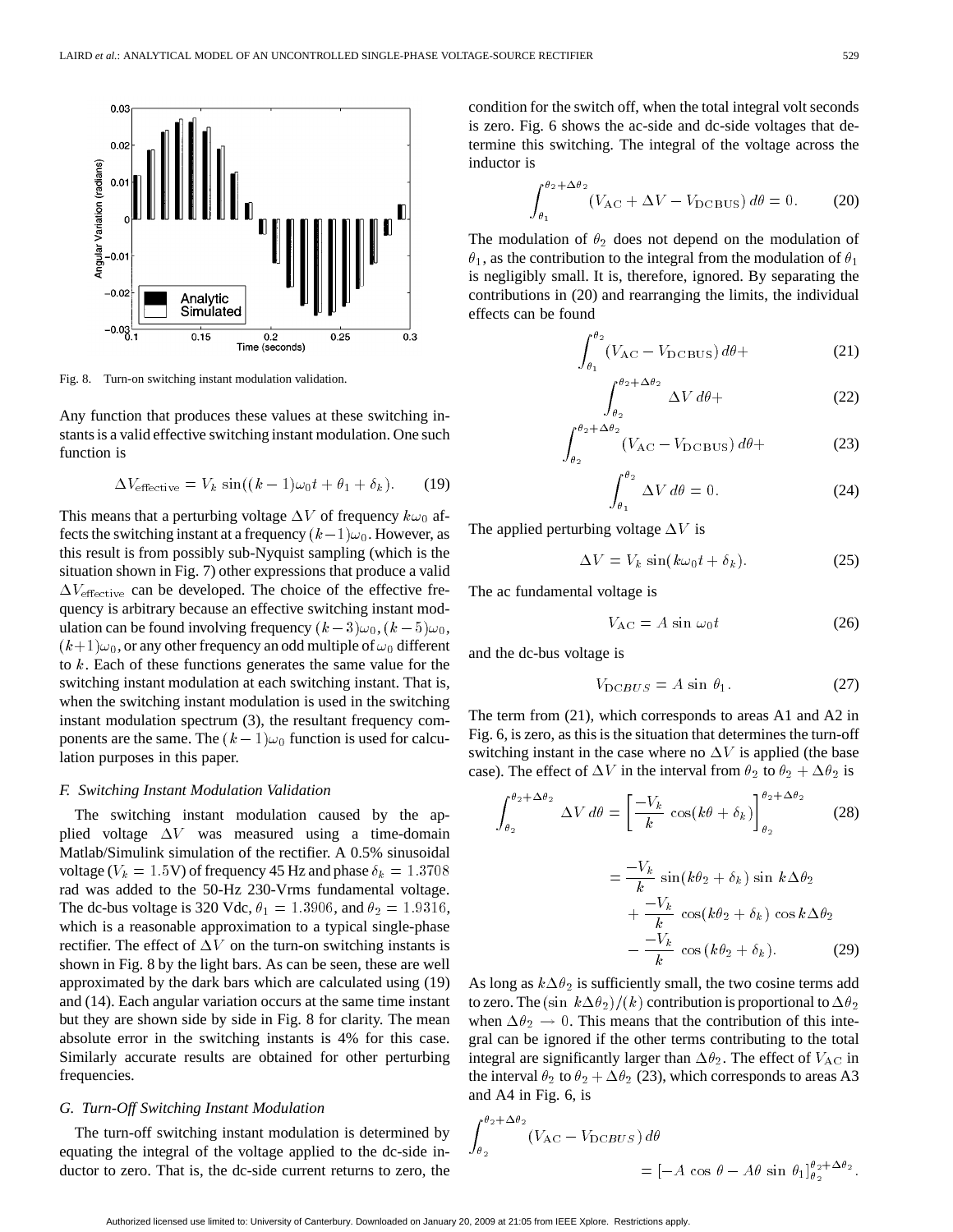Fig. 8. Turn-on switching instant modulation validation.

Any function that produces these values at these switching instants is a valid effective switching instant modulation. One such function is

$$\Delta V_{\text{effective}} = V_k \sin((k-1)\omega_0 t + \theta_1 + \delta_k). \tag{19}$$

This means that a perturbing voltage $\Delta V$ of frequency $k\omega_0$ affects the switching instant at a frequency $(k-1)\omega_0$. However, as this result is from possibly sub-Nyquist sampling (which is the situation shown in Fig. 7) other expressions that produce a valid $\Delta V_{\text{effective}}$ can be developed. The choice of the effective frequency is arbitrary because an effective switching instant modulation can be found involving frequency $(k-3)\omega_0$, $(k-5)\omega_0$, $(k+1)\omega_0$, or any other frequency an odd multiple of $\omega_0$ different to $k$. Each of these functions generates the same value for the switching instant modulation at each switching instant. That is, when the switching instant modulation is used in the switching instant modulation spectrum (3), the resultant frequency components are the same. The $(k-1)\omega_0$ function is used for calculation purposes in this paper.

### *F. Switching Instant Modulation Validation*

The switching instant modulation caused by the applied voltage $\Delta V$ was measured using a time-domain Matlab/Simulink simulation of the rectifier. A 0.5% sinusoidal voltage ($V_k = 1.5$V) of frequency 45 Hz and phase $\delta_k = 1.3708$ rad was added to the 50-Hz 230-Vrms fundamental voltage. The dc-bus voltage is 320 Vdc, $\theta_1 = 1.3906$, and $\theta_2 = 1.9316$, which is a reasonable approximation to a typical single-phase rectifier. The effect of $\Delta V$ on the turn-on switching instants is shown in Fig. 8 by the light bars. As can be seen, these are well approximated by the dark bars which are calculated using (19) and (14). Each angular variation occurs at the same time instant but they are shown side by side in Fig. 8 for clarity. The mean absolute error in the switching instants is 4% for this case. Similarly accurate results are obtained for other perturbing frequencies.

### *G. Turn-Off Switching Instant Modulation*

The turn-off switching instant modulation is determined by equating the integral of the voltage applied to the dc-side inductor to zero. That is, the dc-side current returns to zero, the condition for the switch off, when the total integral volt seconds is zero. Fig. 6 shows the ac-side and dc-side voltages that determine this switching. The integral of the voltage across the inductor is

$$\int_{\theta_1}^{\theta_2+\Delta\theta_2} (V_{\text{AC}} + \Delta V - V_{\text{DCBUS}})\, d\theta = 0. \tag{20}$$

The modulation of $\theta_2$ does not depend on the modulation of $\theta_1$, as the contribution to the integral from the modulation of $\theta_1$ is negligibly small. It is, therefore, ignored. By separating the contributions in (20) and rearranging the limits, the individual effects can be found

$$\int_{\theta_1}^{\theta_2} (V_{\text{AC}} - V_{\text{DCBUS}})\, d\theta + \tag{21}$$

$$\int_{\theta_2}^{\theta_2+\Delta\theta_2} \Delta V\, d\theta + \tag{22}$$

$$\int_{\theta_2}^{\theta_2+\Delta\theta_2} (V_{\text{AC}} - V_{\text{DCBUS}})\, d\theta + \tag{23}$$

$$\int_{\theta_1}^{\theta_2} \Delta V\, d\theta = 0. \tag{24}$$

The applied perturbing voltage $\Delta V$ is

$$\Delta V = V_k \sin(k\omega_0 t + \delta_k). \tag{25}$$

The ac fundamental voltage is

$$V_{\text{AC}} = A \sin \omega_0 t \tag{26}$$

and the dc-bus voltage is

$$V_{\text{DC}BUS} = A \sin \theta_1. \tag{27}$$

The term from (21), which corresponds to areas A1 and A2 in Fig. 6, is zero, as this is the situation that determines the turn-off switching instant in the case where no $\Delta V$ is applied (the base case). The effect of $\Delta V$ in the interval from $\theta_2$ to $\theta_2 + \Delta\theta_2$ is

$$\int_{\theta_2}^{\theta_2+\Delta\theta_2} \Delta V\, d\theta = \left[\frac{-V_k}{k} \cos(k\theta + \delta_k)\right]_{\theta_2}^{\theta_2+\Delta\theta_2} \tag{28}$$

$$\begin{aligned} &= \frac{-V_k}{k} \sin(k\theta_2 + \delta_k) \sin k\Delta\theta_2 \\ &\quad + \frac{-V_k}{k} \cos(k\theta_2 + \delta_k) \cos k\Delta\theta_2 \\ &\quad - \frac{-V_k}{k} \cos(k\theta_2 + \delta_k). \end{aligned} \tag{29}$$

As long as $k\Delta\theta_2$ is sufficiently small, the two cosine terms add to zero. The $(\sin\ k\Delta\theta_2)/(k)$ contribution is proportional to $\Delta\theta_2$ when $\Delta\theta_2 \to 0$. This means that the contribution of this integral can be ignored if the other terms contributing to the total integral are significantly larger than $\Delta\theta_2$. The effect of $V_{\text{AC}}$ in the interval $\theta_2$ to $\theta_2 + \Delta\theta_2$ (23), which corresponds to areas A3 and A4 in Fig. 6, is

$$\int_{\theta_2}^{\theta_2+\Delta\theta_2} (V_{\text{AC}} - V_{\text{DC}BUS})\, d\theta = [-A \cos\theta - A\theta \sin\theta_1]_{\theta_2}^{\theta_2+\Delta\theta_2}.$$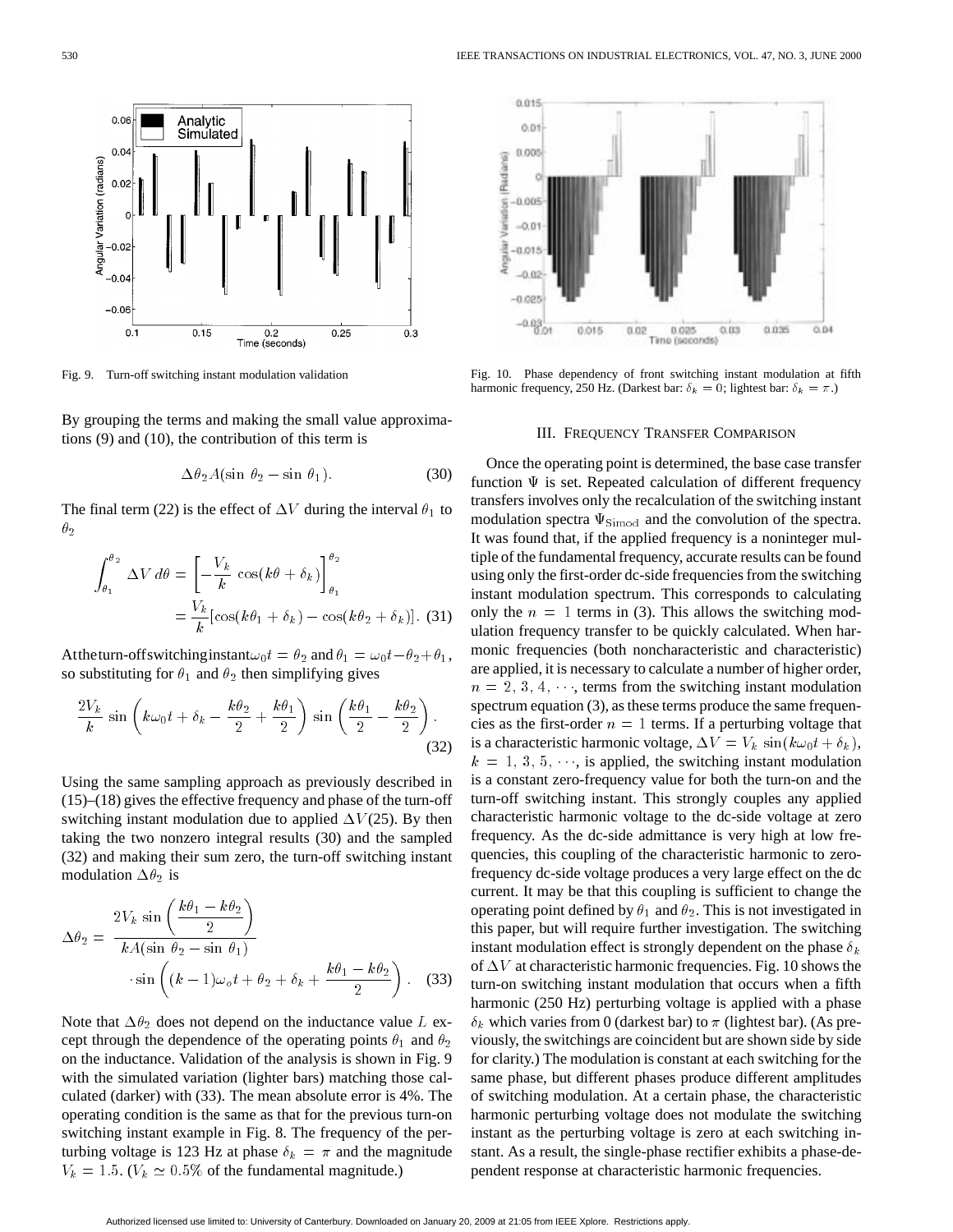Fig. 9. Turn-off switching instant modulation validation

Fig. 10. Phase dependency of front switching instant modulation at fifth harmonic frequency, 250 Hz. (Darkest bar: $\delta_k = 0$; lightest bar: $\delta_k = \pi$.)

By grouping the terms and making the small value approximations (9) and (10), the contribution of this term is

$$\Delta\theta_2 A(\sin\,\theta_2 - \sin\,\theta_1). \tag{30}$$

The final term (22) is the effect of $\Delta V$ during the interval $\theta_1$ to $\theta_2$

$$\int_{\theta_1}^{\theta_2} \Delta V\, d\theta = \left[-\frac{V_k}{k}\,\cos(k\theta + \delta_k)\right]_{\theta_1}^{\theta_2} = \frac{V_k}{k}[\cos(k\theta_1 + \delta_k) - \cos(k\theta_2 + \delta_k)]. \tag{31}$$

At the turn-off switching instant $\omega_0 t = \theta_2$ and $\theta_1 = \omega_0 t - \theta_2 + \theta_1$, so substituting for $\theta_1$ and $\theta_2$ then simplifying gives

$$\frac{2V_k}{k}\,\sin\left(k\omega_0 t + \delta_k - \frac{k\theta_2}{2} + \frac{k\theta_1}{2}\right)\,\sin\left(\frac{k\theta_1}{2} - \frac{k\theta_2}{2}\right). \tag{32}$$

Using the same sampling approach as previously described in (15)–(18) gives the effective frequency and phase of the turn-off switching instant modulation due to applied $\Delta V$(25). By then taking the two nonzero integral results (30) and the sampled (32) and making their sum zero, the turn-off switching instant modulation $\Delta\theta_2$ is

$$\Delta\theta_2 = \frac{2V_k\,\sin\left(\dfrac{k\theta_1 - k\theta_2}{2}\right)}{kA(\sin\,\theta_2 - \sin\,\theta_1)} \cdot \sin\left((k-1)\omega_o t + \theta_2 + \delta_k + \frac{k\theta_1 - k\theta_2}{2}\right). \tag{33}$$

Note that $\Delta\theta_2$ does not depend on the inductance value $L$ except through the dependence of the operating points $\theta_1$ and $\theta_2$ on the inductance. Validation of the analysis is shown in Fig. 9 with the simulated variation (lighter bars) matching those calculated (darker) with (33). The mean absolute error is 4%. The operating condition is the same as that for the previous turn-on switching instant example in Fig. 8. The frequency of the perturbing voltage is 123 Hz at phase $\delta_k = \pi$ and the magnitude $V_k = 1.5$. ($V_k \simeq 0.5\%$ of the fundamental magnitude.)

## III. Frequency Transfer Comparison

Once the operating point is determined, the base case transfer function $\Psi$ is set. Repeated calculation of different frequency transfers involves only the recalculation of the switching instant modulation spectra $\Psi_{\mathrm{Simod}}$ and the convolution of the spectra. It was found that, if the applied frequency is a noninteger multiple of the fundamental frequency, accurate results can be found using only the first-order dc-side frequencies from the switching instant modulation spectrum. This corresponds to calculating only the $n = 1$ terms in (3). This allows the switching modulation frequency transfer to be quickly calculated. When harmonic frequencies (both noncharacteristic and characteristic) are applied, it is necessary to calculate a number of higher order, $n = 2, 3, 4, \cdots$, terms from the switching instant modulation spectrum equation (3), as these terms produce the same frequencies as the first-order $n = 1$ terms. If a perturbing voltage that is a characteristic harmonic voltage, $\Delta V = V_k\,\sin(k\omega_0 t + \delta_k)$, $k = 1, 3, 5, \cdots$, is applied, the switching instant modulation is a constant zero-frequency value for both the turn-on and the turn-off switching instant. This strongly couples any applied characteristic harmonic voltage to the dc-side voltage at zero frequency. As the dc-side admittance is very high at low frequencies, this coupling of the characteristic harmonic to zero-frequency dc-side voltage produces a very large effect on the dc current. It may be that this coupling is sufficient to change the operating point defined by $\theta_1$ and $\theta_2$. This is not investigated in this paper, but will require further investigation. The switching instant modulation effect is strongly dependent on the phase $\delta_k$ of $\Delta V$ at characteristic harmonic frequencies. Fig. 10 shows the turn-on switching instant modulation that occurs when a fifth harmonic (250 Hz) perturbing voltage is applied with a phase $\delta_k$ which varies from 0 (darkest bar) to $\pi$ (lightest bar). (As previously, the switchings are coincident but are shown side by side for clarity.) The modulation is constant at each switching for the same phase, but different phases produce different amplitudes of switching modulation. At a certain phase, the characteristic harmonic perturbing voltage does not modulate the switching instant as the perturbing voltage is zero at each switching instant. As a result, the single-phase rectifier exhibits a phase-dependent response at characteristic harmonic frequencies.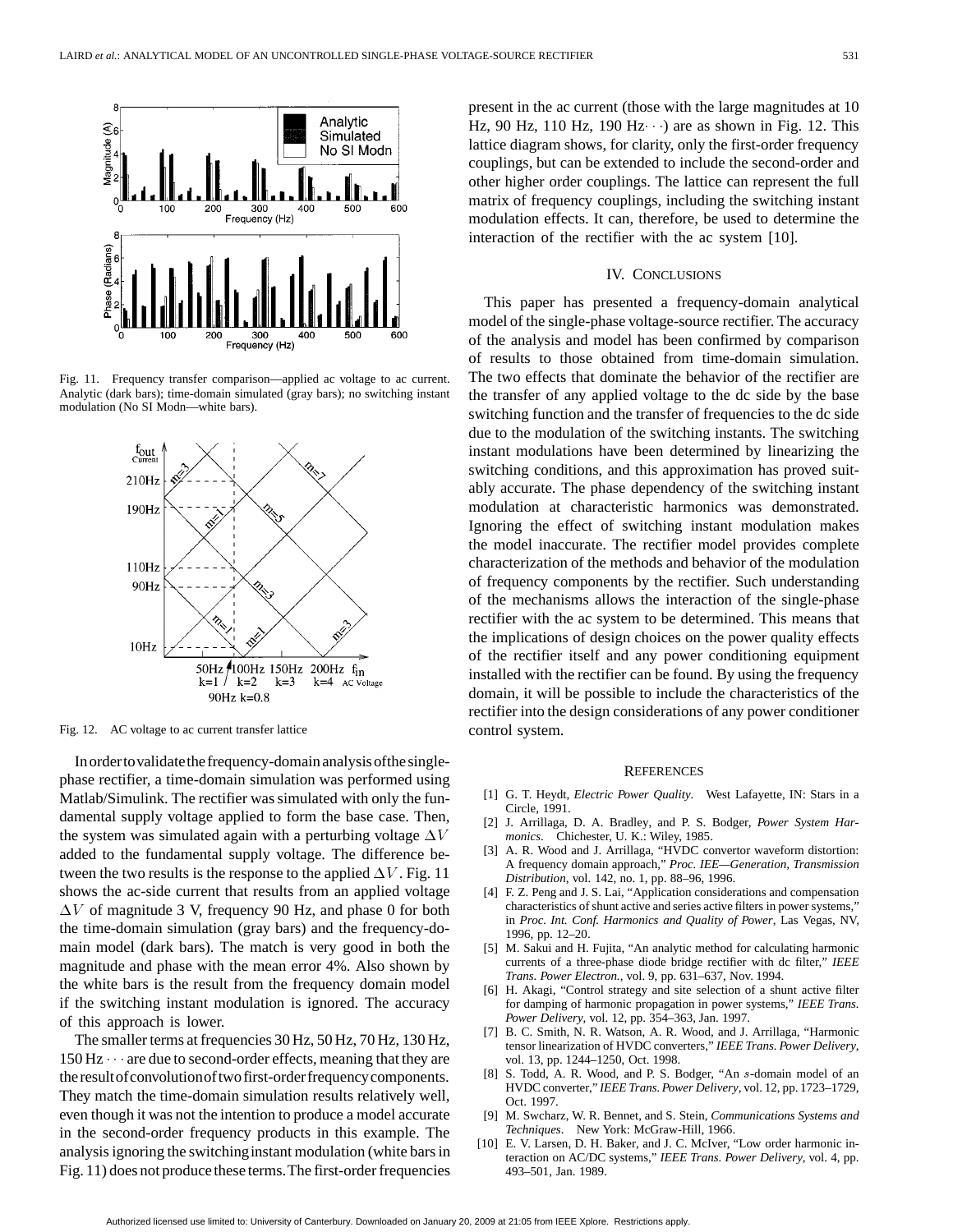Fig. 11. Frequency transfer comparison—applied ac voltage to ac current. Analytic (dark bars); time-domain simulated (gray bars); no switching instant modulation (No SI Modn—white bars).

Fig. 12. AC voltage to ac current transfer lattice

In order to validate the frequency-domain analysis of the single-phase rectifier, a time-domain simulation was performed using Matlab/Simulink. The rectifier was simulated with only the fundamental supply voltage applied to form the base case. Then, the system was simulated again with a perturbing voltage $\Delta V$ added to the fundamental supply voltage. The difference between the two results is the response to the applied $\Delta V$. Fig. 11 shows the ac-side current that results from an applied voltage $\Delta V$ of magnitude 3 V, frequency 90 Hz, and phase 0 for both the time-domain simulation (gray bars) and the frequency-domain model (dark bars). The match is very good in both the magnitude and phase with the mean error 4%. Also shown by the white bars is the result from the frequency domain model if the switching instant modulation is ignored. The accuracy of this approach is lower.

The smaller terms at frequencies 30 Hz, 50 Hz, 70 Hz, 130 Hz, 150 Hz $\cdots$ are due to second-order effects, meaning that they are the result of convolution of two first-order frequency components. They match the time-domain simulation results relatively well, even though it was not the intention to produce a model accurate in the second-order frequency products in this example. The analysis ignoring the switching instant modulation (white bars in Fig. 11) does not produce these terms. The first-order frequencies present in the ac current (those with the large magnitudes at 10 Hz, 90 Hz, 110 Hz, 190 Hz$\cdots$) are as shown in Fig. 12. This lattice diagram shows, for clarity, only the first-order frequency couplings, but can be extended to include the second-order and other higher order couplings. The lattice can represent the full matrix of frequency couplings, including the switching instant modulation effects. It can, therefore, be used to determine the interaction of the rectifier with the ac system [10].

## IV. Conclusions

This paper has presented a frequency-domain analytical model of the single-phase voltage-source rectifier. The accuracy of the analysis and model has been confirmed by comparison of results to those obtained from time-domain simulation. The two effects that dominate the behavior of the rectifier are the transfer of any applied voltage to the dc side by the base switching function and the transfer of frequencies to the dc side due to the modulation of the switching instants. The switching instant modulations have been determined by linearizing the switching conditions, and this approximation has proved suitably accurate. The phase dependency of the switching instant modulation at characteristic harmonics was demonstrated. Ignoring the effect of switching instant modulation makes the model inaccurate. The rectifier model provides complete characterization of the methods and behavior of the modulation of frequency components by the rectifier. Such understanding of the mechanisms allows the interaction of the single-phase rectifier with the ac system to be determined. This means that the implications of design choices on the power quality effects of the rectifier itself and any power conditioning equipment installed with the rectifier can be found. By using the frequency domain, it will be possible to include the characteristics of the rectifier into the design considerations of any power conditioner control system.

## References

[1] G. T. Heydt, *Electric Power Quality*. West Lafayette, IN: Stars in a Circle, 1991.

[2] J. Arrillaga, D. A. Bradley, and P. S. Bodger, *Power System Harmonics*. Chichester, U. K.: Wiley, 1985.

[3] A. R. Wood and J. Arrillaga, "HVDC convertor waveform distortion: A frequency domain approach," *Proc. IEE—Generation, Transmission Distribution*, vol. 142, no. 1, pp. 88–96, 1996.

[4] F. Z. Peng and J. S. Lai, "Application considerations and compensation characteristics of shunt active and series active filters in power systems," in *Proc. Int. Conf. Harmonics and Quality of Power*, Las Vegas, NV, 1996, pp. 12–20.

[5] M. Sakui and H. Fujita, "An analytic method for calculating harmonic currents of a three-phase diode bridge rectifier with dc filter," *IEEE Trans. Power Electron.*, vol. 9, pp. 631–637, Nov. 1994.

[6] H. Akagi, "Control strategy and site selection of a shunt active filter for damping of harmonic propagation in power systems," *IEEE Trans. Power Delivery*, vol. 12, pp. 354–363, Jan. 1997.

[7] B. C. Smith, N. R. Watson, A. R. Wood, and J. Arrillaga, "Harmonic tensor linearization of HVDC converters," *IEEE Trans. Power Delivery*, vol. 13, pp. 1244–1250, Oct. 1998.

[8] S. Todd, A. R. Wood, and P. S. Bodger, "An $s$-domain model of an HVDC converter," *IEEE Trans. Power Delivery*, vol. 12, pp. 1723–1729, Oct. 1997.

[9] M. Swcharz, W. R. Bennet, and S. Stein, *Communications Systems and Techniques*. New York: McGraw-Hill, 1966.

[10] E. V. Larsen, D. H. Baker, and J. C. McIver, "Low order harmonic interaction on AC/DC systems," *IEEE Trans. Power Delivery*, vol. 4, pp. 493–501, Jan. 1989.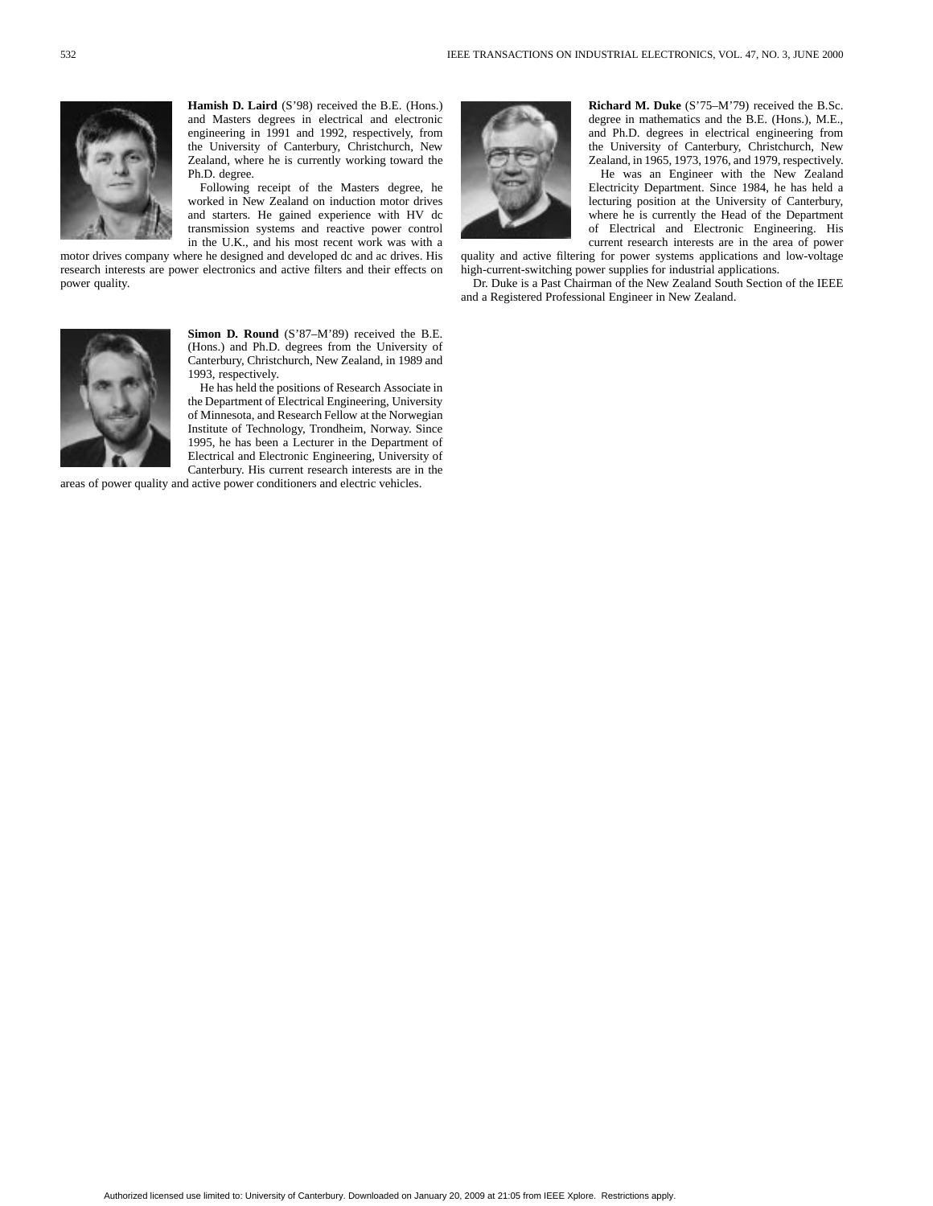**Hamish D. Laird** (S'98) received the B.E. (Hons.) and Masters degrees in electrical and electronic engineering in 1991 and 1992, respectively, from the University of Canterbury, Christchurch, New Zealand, where he is currently working toward the Ph.D. degree.

Following receipt of the Masters degree, he worked in New Zealand on induction motor drives and starters. He gained experience with HV dc transmission systems and reactive power control in the U.K., and his most recent work was with a motor drives company where he designed and developed dc and ac drives. His research interests are power electronics and active filters and their effects on power quality.

**Simon D. Round** (S'87–M'89) received the B.E. (Hons.) and Ph.D. degrees from the University of Canterbury, Christchurch, New Zealand, in 1989 and 1993, respectively.

He has held the positions of Research Associate in the Department of Electrical Engineering, University of Minnesota, and Research Fellow at the Norwegian Institute of Technology, Trondheim, Norway. Since 1995, he has been a Lecturer in the Department of Electrical and Electronic Engineering, University of Canterbury. His current research interests are in the areas of power quality and active power conditioners and electric vehicles.

**Richard M. Duke** (S'75–M'79) received the B.Sc. degree in mathematics and the B.E. (Hons.), M.E., and Ph.D. degrees in electrical engineering from the University of Canterbury, Christchurch, New Zealand, in 1965, 1973, 1976, and 1979, respectively.

He was an Engineer with the New Zealand Electricity Department. Since 1984, he has held a lecturing position at the University of Canterbury, where he is currently the Head of the Department of Electrical and Electronic Engineering. His current research interests are in the area of power quality and active filtering for power systems applications and low-voltage high-current-switching power supplies for industrial applications.

Dr. Duke is a Past Chairman of the New Zealand South Section of the IEEE and a Registered Professional Engineer in New Zealand.